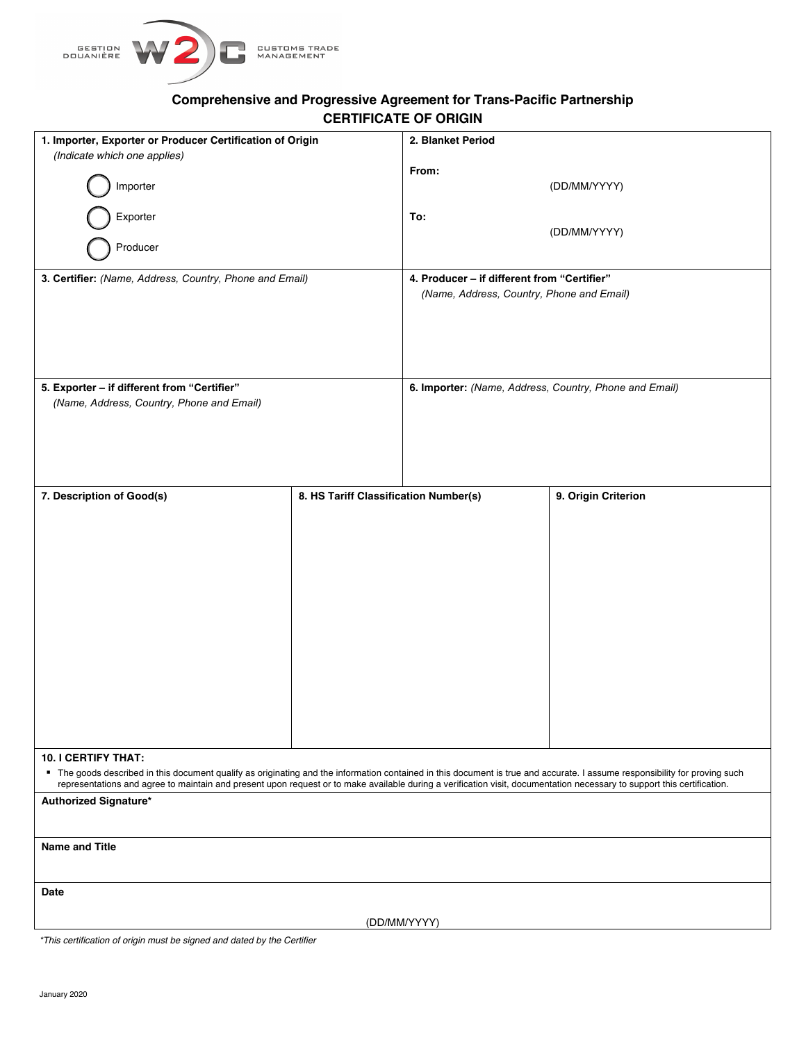GESTION DOUANIÈRE w2c CUSTOMS TRADE MANAGEMENT

## Comprehensive and Progressive Agreement for Trans-Pacific Partnership
## CERTIFICATE OF ORIGIN

| **1. Importer, Exporter or Producer Certification of Origin** *(Indicate which one applies)* ◯ Importer ◯ Exporter ◯ Producer | **2. Blanket Period** From: (DD/MM/YYYY) To: (DD/MM/YYYY) |
|---|---|
| **3. Certifier:** *(Name, Address, Country, Phone and Email)* | **4. Producer – if different from "Certifier"** *(Name, Address, Country, Phone and Email)* |
| **5. Exporter – if different from "Certifier"** *(Name, Address, Country, Phone and Email)* | **6. Importer:** *(Name, Address, Country, Phone and Email)* |

| 7. Description of Good(s) | 8. HS Tariff Classification Number(s) | 9. Origin Criterion |
|---|---|---|
| | | |

**10. I CERTIFY THAT:**

- The goods described in this document qualify as originating and the information contained in this document is true and accurate. I assume responsibility for proving such representations and agree to maintain and present upon request or to make available during a verification visit, documentation necessary to support this certification.

**Authorized Signature***

**Name and Title**

**Date**

(DD/MM/YYYY)

*\*This certification of origin must be signed and dated by the Certifier*

January 2020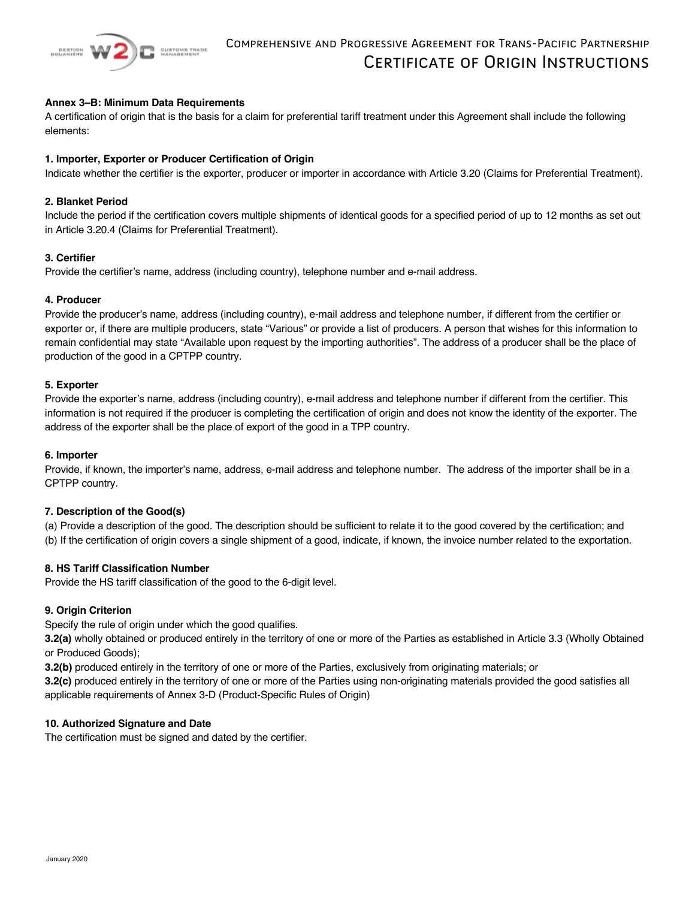## Annex 3–B: Minimum Data Requirements

A certification of origin that is the basis for a claim for preferential tariff treatment under this Agreement shall include the following elements:

### 1. Importer, Exporter or Producer Certification of Origin

Indicate whether the certifier is the exporter, producer or importer in accordance with Article 3.20 (Claims for Preferential Treatment).

### 2. Blanket Period

Include the period if the certification covers multiple shipments of identical goods for a specified period of up to 12 months as set out in Article 3.20.4 (Claims for Preferential Treatment).

### 3. Certifier

Provide the certifier's name, address (including country), telephone number and e-mail address.

### 4. Producer

Provide the producer's name, address (including country), e-mail address and telephone number, if different from the certifier or exporter or, if there are multiple producers, state "Various" or provide a list of producers. A person that wishes for this information to remain confidential may state "Available upon request by the importing authorities". The address of a producer shall be the place of production of the good in a CPTPP country.

### 5. Exporter

Provide the exporter's name, address (including country), e-mail address and telephone number if different from the certifier. This information is not required if the producer is completing the certification of origin and does not know the identity of the exporter. The address of the exporter shall be the place of export of the good in a TPP country.

### 6. Importer

Provide, if known, the importer's name, address, e-mail address and telephone number. The address of the importer shall be in a CPTPP country.

### 7. Description of the Good(s)

(a) Provide a description of the good. The description should be sufficient to relate it to the good covered by the certification; and
(b) If the certification of origin covers a single shipment of a good, indicate, if known, the invoice number related to the exportation.

### 8. HS Tariff Classification Number

Provide the HS tariff classification of the good to the 6-digit level.

### 9. Origin Criterion

Specify the rule of origin under which the good qualifies.

**3.2(a)** wholly obtained or produced entirely in the territory of one or more of the Parties as established in Article 3.3 (Wholly Obtained or Produced Goods);

**3.2(b)** produced entirely in the territory of one or more of the Parties, exclusively from originating materials; or

**3.2(c)** produced entirely in the territory of one or more of the Parties using non-originating materials provided the good satisfies all applicable requirements of Annex 3-D (Product-Specific Rules of Origin)

### 10. Authorized Signature and Date

The certification must be signed and dated by the certifier.